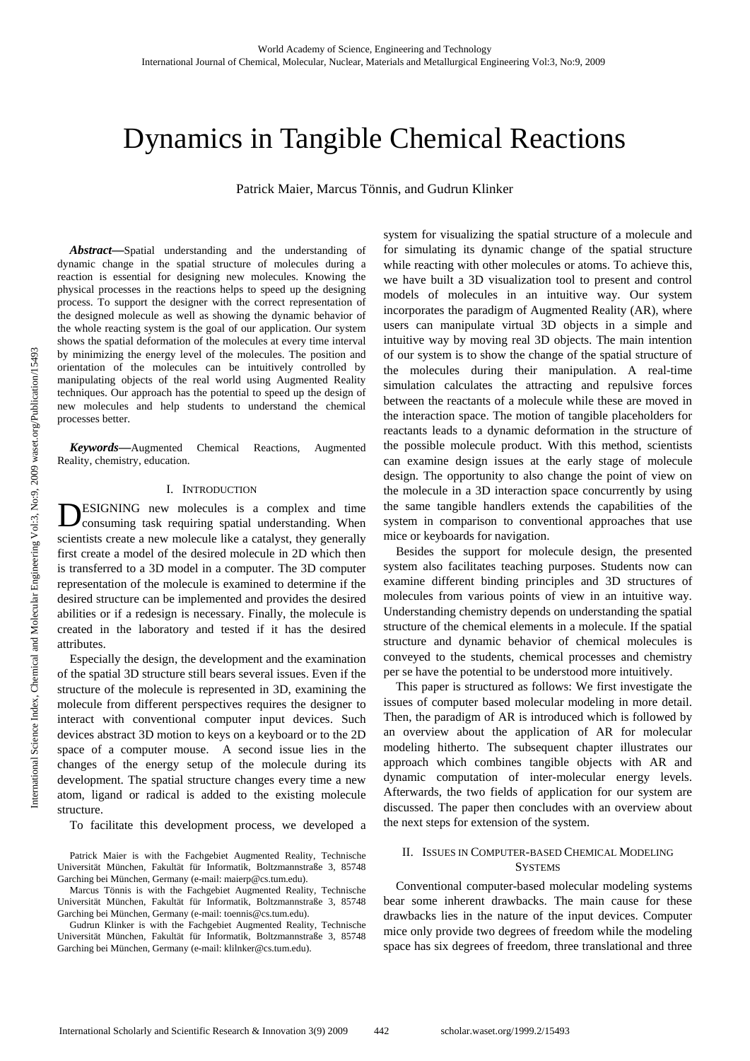# Dynamics in Tangible Chemical Reactions

Patrick Maier, Marcus Tönnis, and Gudrun Klinker

***Abstract*—**Spatial understanding and the understanding of dynamic change in the spatial structure of molecules during a reaction is essential for designing new molecules. Knowing the physical processes in the reactions helps to speed up the designing process. To support the designer with the correct representation of the designed molecule as well as showing the dynamic behavior of the whole reacting system is the goal of our application. Our system shows the spatial deformation of the molecules at every time interval by minimizing the energy level of the molecules. The position and orientation of the molecules can be intuitively controlled by manipulating objects of the real world using Augmented Reality techniques. Our approach has the potential to speed up the design of new molecules and help students to understand the chemical processes better.

***Keywords*—**Augmented Chemical Reactions, Augmented Reality, chemistry, education.

## I. Introduction

Designing new molecules is a complex and time consuming task requiring spatial understanding. When scientists create a new molecule like a catalyst, they generally first create a model of the desired molecule in 2D which then is transferred to a 3D model in a computer. The 3D computer representation of the molecule is examined to determine if the desired structure can be implemented and provides the desired abilities or if a redesign is necessary. Finally, the molecule is created in the laboratory and tested if it has the desired attributes.

Especially the design, the development and the examination of the spatial 3D structure still bears several issues. Even if the structure of the molecule is represented in 3D, examining the molecule from different perspectives requires the designer to interact with conventional computer input devices. Such devices abstract 3D motion to keys on a keyboard or to the 2D space of a computer mouse. A second issue lies in the changes of the energy setup of the molecule during its development. The spatial structure changes every time a new atom, ligand or radical is added to the existing molecule structure.

To facilitate this development process, we developed a system for visualizing the spatial structure of a molecule and for simulating its dynamic change of the spatial structure while reacting with other molecules or atoms. To achieve this, we have built a 3D visualization tool to present and control models of molecules in an intuitive way. Our system incorporates the paradigm of Augmented Reality (AR), where users can manipulate virtual 3D objects in a simple and intuitive way by moving real 3D objects. The main intention of our system is to show the change of the spatial structure of the molecules during their manipulation. A real-time simulation calculates the attracting and repulsive forces between the reactants of a molecule while these are moved in the interaction space. The motion of tangible placeholders for reactants leads to a dynamic deformation in the structure of the possible molecule product. With this method, scientists can examine design issues at the early stage of molecule design. The opportunity to also change the point of view on the molecule in a 3D interaction space concurrently by using the same tangible handlers extends the capabilities of the system in comparison to conventional approaches that use mice or keyboards for navigation.

Besides the support for molecule design, the presented system also facilitates teaching purposes. Students now can examine different binding principles and 3D structures of molecules from various points of view in an intuitive way. Understanding chemistry depends on understanding the spatial structure of the chemical elements in a molecule. If the spatial structure and dynamic behavior of chemical molecules is conveyed to the students, chemical processes and chemistry per se have the potential to be understood more intuitively.

This paper is structured as follows: We first investigate the issues of computer based molecular modeling in more detail. Then, the paradigm of AR is introduced which is followed by an overview about the application of AR for molecular modeling hitherto. The subsequent chapter illustrates our approach which combines tangible objects with AR and dynamic computation of inter-molecular energy levels. Afterwards, the two fields of application for our system are discussed. The paper then concludes with an overview about the next steps for extension of the system.

Patrick Maier is with the Fachgebiet Augmented Reality, Technische Universität München, Fakultät für Informatik, Boltzmannstraße 3, 85748 Garching bei München, Germany (e-mail: maierp@cs.tum.edu).

Marcus Tönnis is with the Fachgebiet Augmented Reality, Technische Universität München, Fakultät für Informatik, Boltzmannstraße 3, 85748 Garching bei München, Germany (e-mail: toennis@cs.tum.edu).

Gudrun Klinker is with the Fachgebiet Augmented Reality, Technische Universität München, Fakultät für Informatik, Boltzmannstraße 3, 85748 Garching bei München, Germany (e-mail: klilnker@cs.tum.edu).

## II. Issues in Computer-based Chemical Modeling Systems

Conventional computer-based molecular modeling systems bear some inherent drawbacks. The main cause for these drawbacks lies in the nature of the input devices. Computer mice only provide two degrees of freedom while the modeling space has six degrees of freedom, three translational and three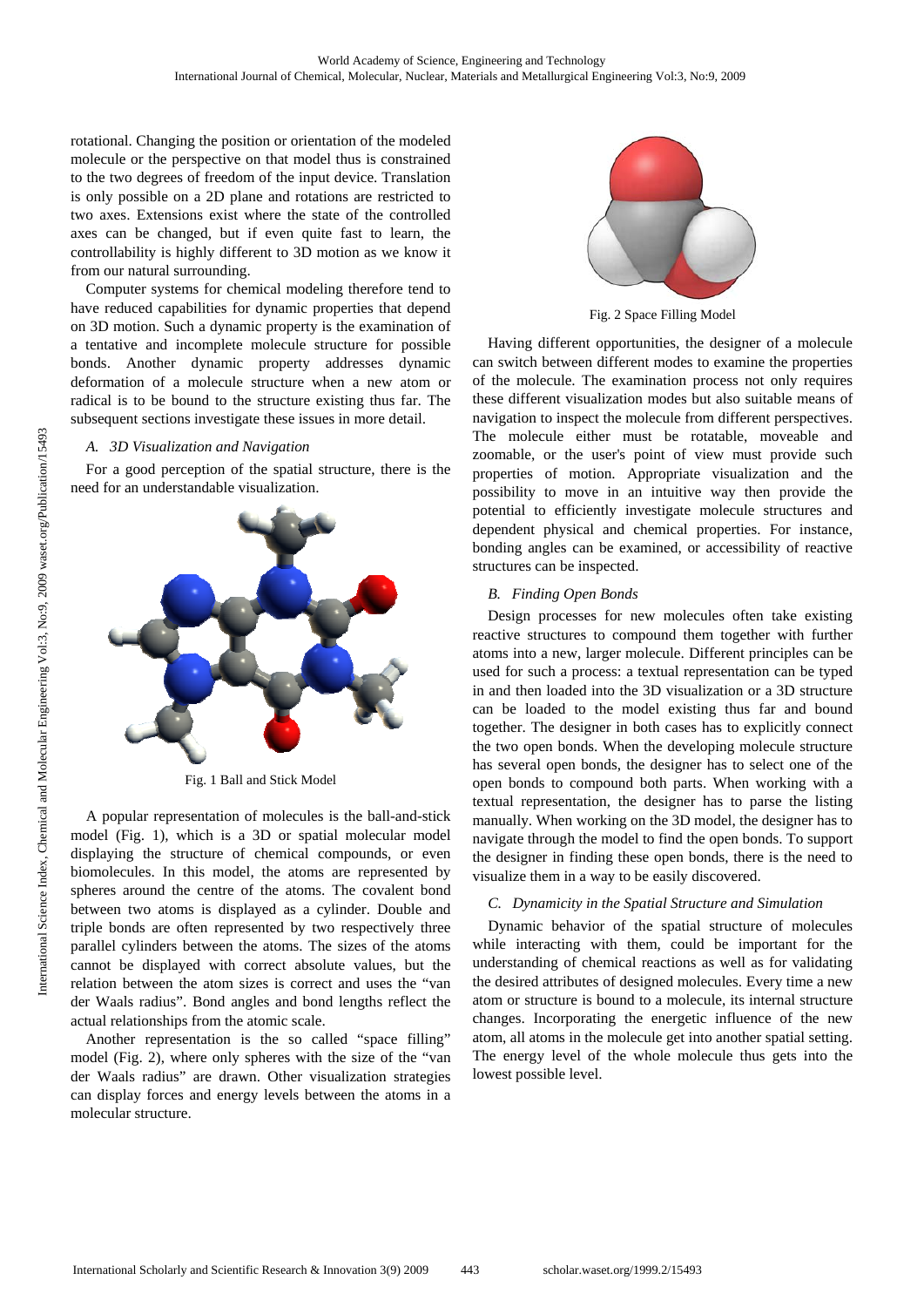rotational. Changing the position or orientation of the modeled molecule or the perspective on that model thus is constrained to the two degrees of freedom of the input device. Translation is only possible on a 2D plane and rotations are restricted to two axes. Extensions exist where the state of the controlled axes can be changed, but if even quite fast to learn, the controllability is highly different to 3D motion as we know it from our natural surrounding.

Computer systems for chemical modeling therefore tend to have reduced capabilities for dynamic properties that depend on 3D motion. Such a dynamic property is the examination of a tentative and incomplete molecule structure for possible bonds. Another dynamic property addresses dynamic deformation of a molecule structure when a new atom or radical is to be bound to the structure existing thus far. The subsequent sections investigate these issues in more detail.

### *A. 3D Visualization and Navigation*

For a good perception of the spatial structure, there is the need for an understandable visualization.

Fig. 1 Ball and Stick Model

A popular representation of molecules is the ball-and-stick model (Fig. 1), which is a 3D or spatial molecular model displaying the structure of chemical compounds, or even biomolecules. In this model, the atoms are represented by spheres around the centre of the atoms. The covalent bond between two atoms is displayed as a cylinder. Double and triple bonds are often represented by two respectively three parallel cylinders between the atoms. The sizes of the atoms cannot be displayed with correct absolute values, but the relation between the atom sizes is correct and uses the "van der Waals radius". Bond angles and bond lengths reflect the actual relationships from the atomic scale.

Another representation is the so called "space filling" model (Fig. 2), where only spheres with the size of the "van der Waals radius" are drawn. Other visualization strategies can display forces and energy levels between the atoms in a molecular structure.

Fig. 2 Space Filling Model

Having different opportunities, the designer of a molecule can switch between different modes to examine the properties of the molecule. The examination process not only requires these different visualization modes but also suitable means of navigation to inspect the molecule from different perspectives. The molecule either must be rotatable, moveable and zoomable, or the user's point of view must provide such properties of motion. Appropriate visualization and the possibility to move in an intuitive way then provide the potential to efficiently investigate molecule structures and dependent physical and chemical properties. For instance, bonding angles can be examined, or accessibility of reactive structures can be inspected.

### *B. Finding Open Bonds*

Design processes for new molecules often take existing reactive structures to compound them together with further atoms into a new, larger molecule. Different principles can be used for such a process: a textual representation can be typed in and then loaded into the 3D visualization or a 3D structure can be loaded to the model existing thus far and bound together. The designer in both cases has to explicitly connect the two open bonds. When the developing molecule structure has several open bonds, the designer has to select one of the open bonds to compound both parts. When working with a textual representation, the designer has to parse the listing manually. When working on the 3D model, the designer has to navigate through the model to find the open bonds. To support the designer in finding these open bonds, there is the need to visualize them in a way to be easily discovered.

### *C. Dynamicity in the Spatial Structure and Simulation*

Dynamic behavior of the spatial structure of molecules while interacting with them, could be important for the understanding of chemical reactions as well as for validating the desired attributes of designed molecules. Every time a new atom or structure is bound to a molecule, its internal structure changes. Incorporating the energetic influence of the new atom, all atoms in the molecule get into another spatial setting. The energy level of the whole molecule thus gets into the lowest possible level.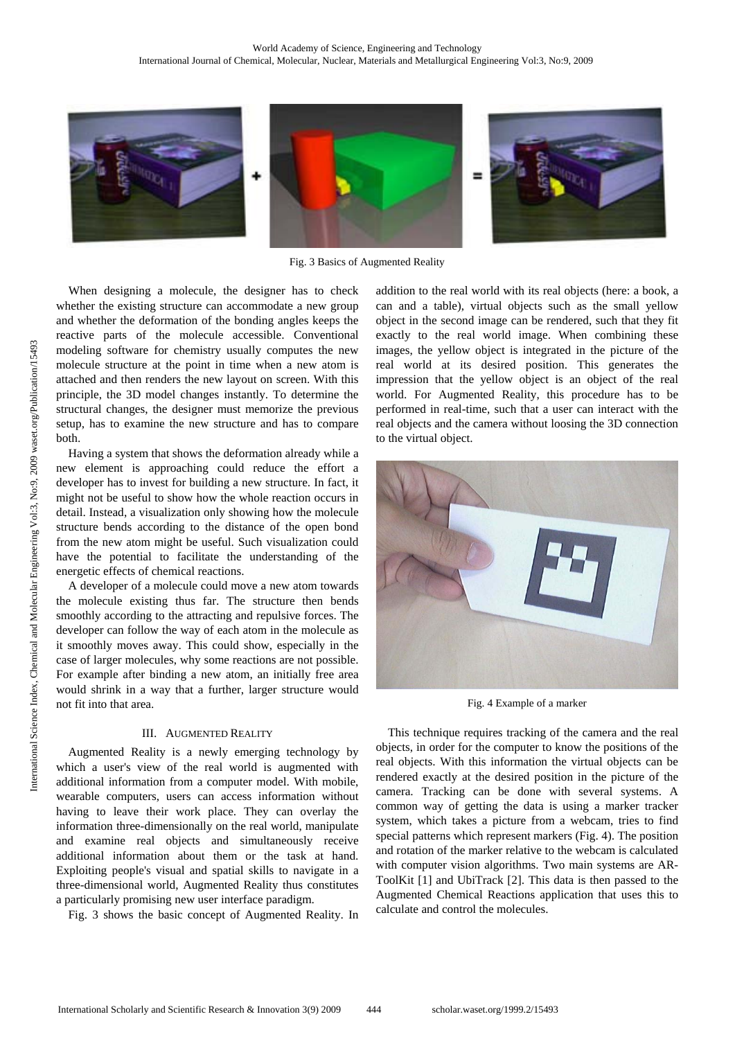Fig. 3 Basics of Augmented Reality

When designing a molecule, the designer has to check whether the existing structure can accommodate a new group and whether the deformation of the bonding angles keeps the reactive parts of the molecule accessible. Conventional modeling software for chemistry usually computes the new molecule structure at the point in time when a new atom is attached and then renders the new layout on screen. With this principle, the 3D model changes instantly. To determine the structural changes, the designer must memorize the previous setup, has to examine the new structure and has to compare both.

Having a system that shows the deformation already while a new element is approaching could reduce the effort a developer has to invest for building a new structure. In fact, it might not be useful to show how the whole reaction occurs in detail. Instead, a visualization only showing how the molecule structure bends according to the distance of the open bond from the new atom might be useful. Such visualization could have the potential to facilitate the understanding of the energetic effects of chemical reactions.

A developer of a molecule could move a new atom towards the molecule existing thus far. The structure then bends smoothly according to the attracting and repulsive forces. The developer can follow the way of each atom in the molecule as it smoothly moves away. This could show, especially in the case of larger molecules, why some reactions are not possible. For example after binding a new atom, an initially free area would shrink in a way that a further, larger structure would not fit into that area.

## III. Augmented Reality

Augmented Reality is a newly emerging technology by which a user's view of the real world is augmented with additional information from a computer model. With mobile, wearable computers, users can access information without having to leave their work place. They can overlay the information three-dimensionally on the real world, manipulate and examine real objects and simultaneously receive additional information about them or the task at hand. Exploiting people's visual and spatial skills to navigate in a three-dimensional world, Augmented Reality thus constitutes a particularly promising new user interface paradigm.

Fig. 3 shows the basic concept of Augmented Reality. In addition to the real world with its real objects (here: a book, a can and a table), virtual objects such as the small yellow object in the second image can be rendered, such that they fit exactly to the real world image. When combining these images, the yellow object is integrated in the picture of the real world at its desired position. This generates the impression that the yellow object is an object of the real world. For Augmented Reality, this procedure has to be performed in real-time, such that a user can interact with the real objects and the camera without loosing the 3D connection to the virtual object.

Fig. 4 Example of a marker

This technique requires tracking of the camera and the real objects, in order for the computer to know the positions of the real objects. With this information the virtual objects can be rendered exactly at the desired position in the picture of the camera. Tracking can be done with several systems. A common way of getting the data is using a marker tracker system, which takes a picture from a webcam, tries to find special patterns which represent markers (Fig. 4). The position and rotation of the marker relative to the webcam is calculated with computer vision algorithms. Two main systems are AR-ToolKit [1] and UbiTrack [2]. This data is then passed to the Augmented Chemical Reactions application that uses this to calculate and control the molecules.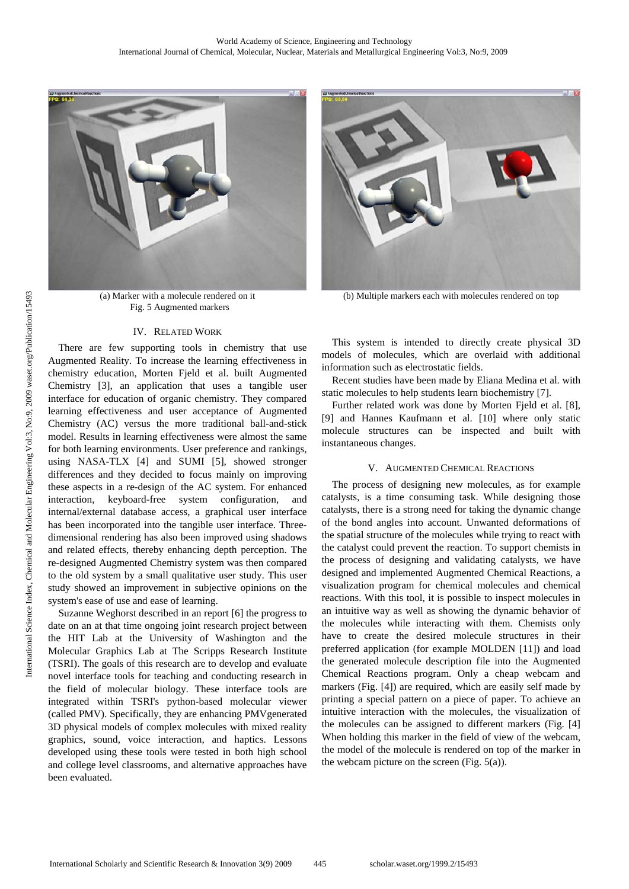(a) Marker with a molecule rendered on it

(b) Multiple markers each with molecules rendered on top

Fig. 5 Augmented markers

## IV. Related Work

There are few supporting tools in chemistry that use Augmented Reality. To increase the learning effectiveness in chemistry education, Morten Fjeld et al. built Augmented Chemistry [3], an application that uses a tangible user interface for education of organic chemistry. They compared learning effectiveness and user acceptance of Augmented Chemistry (AC) versus the more traditional ball-and-stick model. Results in learning effectiveness were almost the same for both learning environments. User preference and rankings, using NASA-TLX [4] and SUMI [5], showed stronger differences and they decided to focus mainly on improving these aspects in a re-design of the AC system. For enhanced interaction, keyboard-free system configuration, and internal/external database access, a graphical user interface has been incorporated into the tangible user interface. Three-dimensional rendering has also been improved using shadows and related effects, thereby enhancing depth perception. The re-designed Augmented Chemistry system was then compared to the old system by a small qualitative user study. This user study showed an improvement in subjective opinions on the system's ease of use and ease of learning.

Suzanne Weghorst described in an report [6] the progress to date on an at that time ongoing joint research project between the HIT Lab at the University of Washington and the Molecular Graphics Lab at The Scripps Research Institute (TSRI). The goals of this research are to develop and evaluate novel interface tools for teaching and conducting research in the field of molecular biology. These interface tools are integrated within TSRI's python-based molecular viewer (called PMV). Specifically, they are enhancing PMVgenerated 3D physical models of complex molecules with mixed reality graphics, sound, voice interaction, and haptics. Lessons developed using these tools were tested in both high school and college level classrooms, and alternative approaches have been evaluated.

This system is intended to directly create physical 3D models of molecules, which are overlaid with additional information such as electrostatic fields.

Recent studies have been made by Eliana Medina et al. with static molecules to help students learn biochemistry [7].

Further related work was done by Morten Fjeld et al. [8], [9] and Hannes Kaufmann et al. [10] where only static molecule structures can be inspected and built with instantaneous changes.

## V. Augmented Chemical Reactions

The process of designing new molecules, as for example catalysts, is a time consuming task. While designing those catalysts, there is a strong need for taking the dynamic change of the bond angles into account. Unwanted deformations of the spatial structure of the molecules while trying to react with the catalyst could prevent the reaction. To support chemists in the process of designing and validating catalysts, we have designed and implemented Augmented Chemical Reactions, a visualization program for chemical molecules and chemical reactions. With this tool, it is possible to inspect molecules in an intuitive way as well as showing the dynamic behavior of the molecules while interacting with them. Chemists only have to create the desired molecule structures in their preferred application (for example MOLDEN [11]) and load the generated molecule description file into the Augmented Chemical Reactions program. Only a cheap webcam and markers (Fig. [4]) are required, which are easily self made by printing a special pattern on a piece of paper. To achieve an intuitive interaction with the molecules, the visualization of the molecules can be assigned to different markers (Fig. [4] When holding this marker in the field of view of the webcam, the model of the molecule is rendered on top of the marker in the webcam picture on the screen (Fig. 5(a)).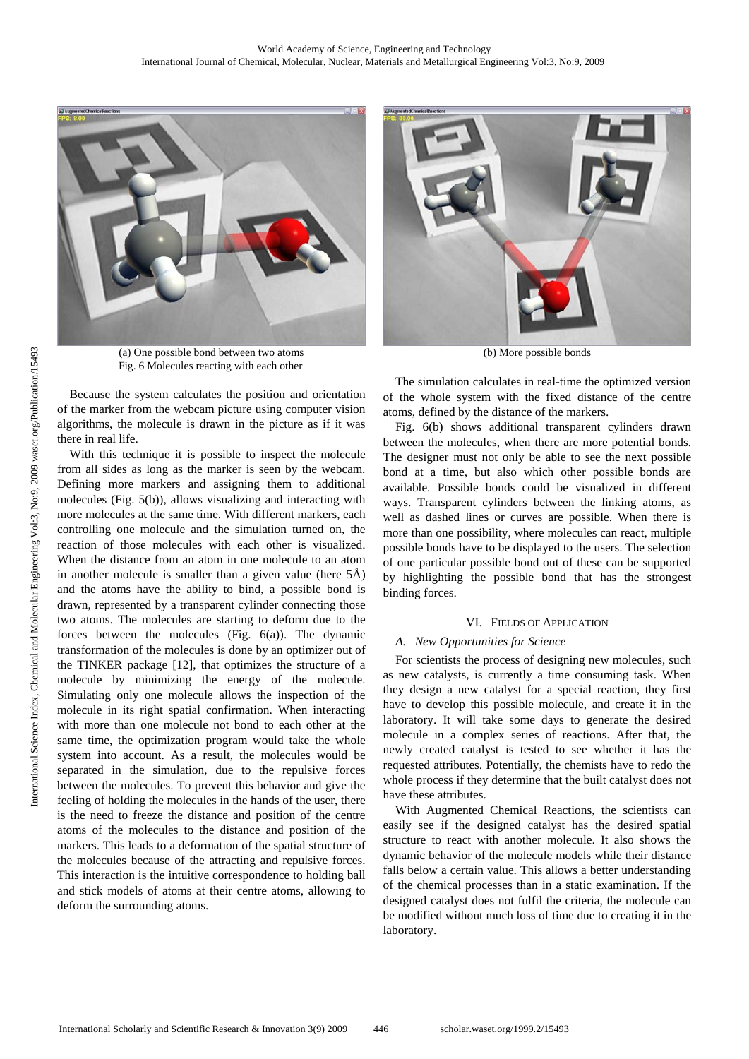(a) One possible bond between two atoms

(b) More possible bonds

Fig. 6 Molecules reacting with each other

Because the system calculates the position and orientation of the marker from the webcam picture using computer vision algorithms, the molecule is drawn in the picture as if it was there in real life.

With this technique it is possible to inspect the molecule from all sides as long as the marker is seen by the webcam. Defining more markers and assigning them to additional molecules (Fig. 5(b)), allows visualizing and interacting with more molecules at the same time. With different markers, each controlling one molecule and the simulation turned on, the reaction of those molecules with each other is visualized. When the distance from an atom in one molecule to an atom in another molecule is smaller than a given value (here 5Å) and the atoms have the ability to bind, a possible bond is drawn, represented by a transparent cylinder connecting those two atoms. The molecules are starting to deform due to the forces between the molecules (Fig. 6(a)). The dynamic transformation of the molecules is done by an optimizer out of the TINKER package [12], that optimizes the structure of a molecule by minimizing the energy of the molecule. Simulating only one molecule allows the inspection of the molecule in its right spatial confirmation. When interacting with more than one molecule not bond to each other at the same time, the optimization program would take the whole system into account. As a result, the molecules would be separated in the simulation, due to the repulsive forces between the molecules. To prevent this behavior and give the feeling of holding the molecules in the hands of the user, there is the need to freeze the distance and position of the centre atoms of the molecules to the distance and position of the markers. This leads to a deformation of the spatial structure of the molecules because of the attracting and repulsive forces. This interaction is the intuitive correspondence to holding ball and stick models of atoms at their centre atoms, allowing to deform the surrounding atoms.

The simulation calculates in real-time the optimized version of the whole system with the fixed distance of the centre atoms, defined by the distance of the markers.

Fig. 6(b) shows additional transparent cylinders drawn between the molecules, when there are more potential bonds. The designer must not only be able to see the next possible bond at a time, but also which other possible bonds are available. Possible bonds could be visualized in different ways. Transparent cylinders between the linking atoms, as well as dashed lines or curves are possible. When there is more than one possibility, where molecules can react, multiple possible bonds have to be displayed to the users. The selection of one particular possible bond out of these can be supported by highlighting the possible bond that has the strongest binding forces.

## VI. Fields of Application

### A. *New Opportunities for Science*

For scientists the process of designing new molecules, such as new catalysts, is currently a time consuming task. When they design a new catalyst for a special reaction, they first have to develop this possible molecule, and create it in the laboratory. It will take some days to generate the desired molecule in a complex series of reactions. After that, the newly created catalyst is tested to see whether it has the requested attributes. Potentially, the chemists have to redo the whole process if they determine that the built catalyst does not have these attributes.

With Augmented Chemical Reactions, the scientists can easily see if the designed catalyst has the desired spatial structure to react with another molecule. It also shows the dynamic behavior of the molecule models while their distance falls below a certain value. This allows a better understanding of the chemical processes than in a static examination. If the designed catalyst does not fulfil the criteria, the molecule can be modified without much loss of time due to creating it in the laboratory.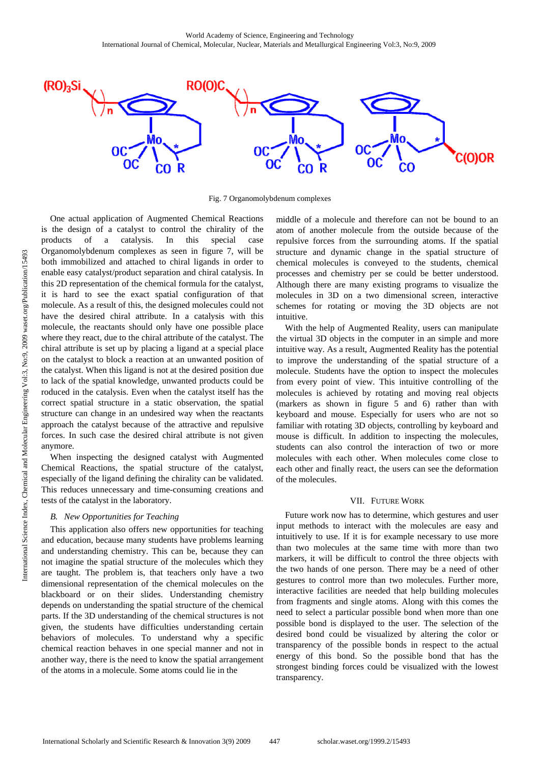Fig. 7 Organomolybdenum complexes

One actual application of Augmented Chemical Reactions is the design of a catalyst to control the chirality of the products of a catalysis. In this special case Organomolybdenum complexes as seen in figure 7, will be both immobilized and attached to chiral ligands in order to enable easy catalyst/product separation and chiral catalysis. In this 2D representation of the chemical formula for the catalyst, it is hard to see the exact spatial configuration of that molecule. As a result of this, the designed molecules could not have the desired chiral attribute. In a catalysis with this molecule, the reactants should only have one possible place where they react, due to the chiral attribute of the catalyst. The chiral attribute is set up by placing a ligand at a special place on the catalyst to block a reaction at an unwanted position of the catalyst. When this ligand is not at the desired position due to lack of the spatial knowledge, unwanted products could be roduced in the catalysis. Even when the catalyst itself has the correct spatial structure in a static observation, the spatial structure can change in an undesired way when the reactants approach the catalyst because of the attractive and repulsive forces. In such case the desired chiral attribute is not given anymore.

When inspecting the designed catalyst with Augmented Chemical Reactions, the spatial structure of the catalyst, especially of the ligand defining the chirality can be validated. This reduces unnecessary and time-consuming creations and tests of the catalyst in the laboratory.

### *B. New Opportunities for Teaching*

This application also offers new opportunities for teaching and education, because many students have problems learning and understanding chemistry. This can be, because they can not imagine the spatial structure of the molecules which they are taught. The problem is, that teachers only have a two dimensional representation of the chemical molecules on the blackboard or on their slides. Understanding chemistry depends on understanding the spatial structure of the chemical parts. If the 3D understanding of the chemical structures is not given, the students have difficulties understanding certain behaviors of molecules. To understand why a specific chemical reaction behaves in one special manner and not in another way, there is the need to know the spatial arrangement of the atoms in a molecule. Some atoms could lie in the middle of a molecule and therefore can not be bound to an atom of another molecule from the outside because of the repulsive forces from the surrounding atoms. If the spatial structure and dynamic change in the spatial structure of chemical molecules is conveyed to the students, chemical processes and chemistry per se could be better understood. Although there are many existing programs to visualize the molecules in 3D on a two dimensional screen, interactive schemes for rotating or moving the 3D objects are not intuitive.

With the help of Augmented Reality, users can manipulate the virtual 3D objects in the computer in an simple and more intuitive way. As a result, Augmented Reality has the potential to improve the understanding of the spatial structure of a molecule. Students have the option to inspect the molecules from every point of view. This intuitive controlling of the molecules is achieved by rotating and moving real objects (markers as shown in figure 5 and 6) rather than with keyboard and mouse. Especially for users who are not so familiar with rotating 3D objects, controlling by keyboard and mouse is difficult. In addition to inspecting the molecules, students can also control the interaction of two or more molecules with each other. When molecules come close to each other and finally react, the users can see the deformation of the molecules.

## VII. Future Work

Future work now has to determine, which gestures and user input methods to interact with the molecules are easy and intuitively to use. If it is for example necessary to use more than two molecules at the same time with more than two markers, it will be difficult to control the three objects with the two hands of one person. There may be a need of other gestures to control more than two molecules. Further more, interactive facilities are needed that help building molecules from fragments and single atoms. Along with this comes the need to select a particular possible bond when more than one possible bond is displayed to the user. The selection of the desired bond could be visualized by altering the color or transparency of the possible bonds in respect to the actual energy of this bond. So the possible bond that has the strongest binding forces could be visualized with the lowest transparency.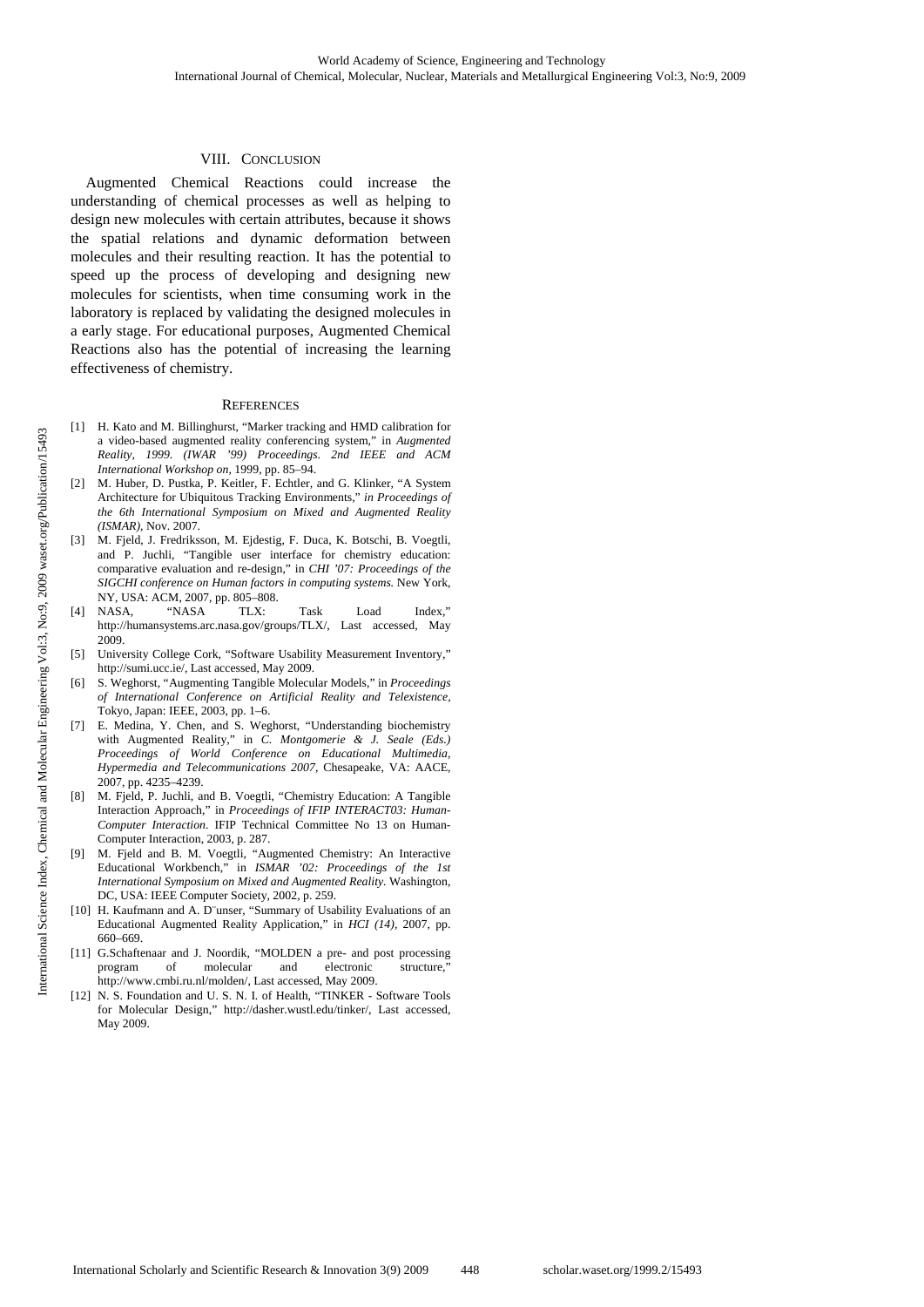## VIII. Conclusion

Augmented Chemical Reactions could increase the understanding of chemical processes as well as helping to design new molecules with certain attributes, because it shows the spatial relations and dynamic deformation between molecules and their resulting reaction. It has the potential to speed up the process of developing and designing new molecules for scientists, when time consuming work in the laboratory is replaced by validating the designed molecules in a early stage. For educational purposes, Augmented Chemical Reactions also has the potential of increasing the learning effectiveness of chemistry.

## References

[1] H. Kato and M. Billinghurst, "Marker tracking and HMD calibration for a video-based augmented reality conferencing system," in *Augmented Reality, 1999. (IWAR '99) Proceedings. 2nd IEEE and ACM International Workshop on*, 1999, pp. 85–94.

[2] M. Huber, D. Pustka, P. Keitler, F. Echtler, and G. Klinker, "A System Architecture for Ubiquitous Tracking Environments," *in Proceedings of the 6th International Symposium on Mixed and Augmented Reality (ISMAR)*, Nov. 2007.

[3] M. Fjeld, J. Fredriksson, M. Ejdestig, F. Duca, K. Botschi, B. Voegtli, and P. Juchli, "Tangible user interface for chemistry education: comparative evaluation and re-design," in *CHI '07: Proceedings of the SIGCHI conference on Human factors in computing systems*. New York, NY, USA: ACM, 2007, pp. 805–808.

[4] NASA, "NASA TLX: Task Load Index," http://humansystems.arc.nasa.gov/groups/TLX/, Last accessed, May 2009.

[5] University College Cork, "Software Usability Measurement Inventory," http://sumi.ucc.ie/, Last accessed, May 2009.

[6] S. Weghorst, "Augmenting Tangible Molecular Models," in *Proceedings of International Conference on Artificial Reality and Telexistence*, Tokyo, Japan: IEEE, 2003, pp. 1–6.

[7] E. Medina, Y. Chen, and S. Weghorst, "Understanding biochemistry with Augmented Reality," in *C. Montgomerie & J. Seale (Eds.) Proceedings of World Conference on Educational Multimedia, Hypermedia and Telecommunications 2007*, Chesapeake, VA: AACE, 2007, pp. 4235–4239.

[8] M. Fjeld, P. Juchli, and B. Voegtli, "Chemistry Education: A Tangible Interaction Approach," in *Proceedings of IFIP INTERACT03: Human-Computer Interaction*. IFIP Technical Committee No 13 on Human-Computer Interaction, 2003, p. 287.

[9] M. Fjeld and B. M. Voegtli, "Augmented Chemistry: An Interactive Educational Workbench," in *ISMAR '02: Proceedings of the 1st International Symposium on Mixed and Augmented Reality*. Washington, DC, USA: IEEE Computer Society, 2002, p. 259.

[10] H. Kaufmann and A. D¨unser, "Summary of Usability Evaluations of an Educational Augmented Reality Application," in *HCI (14)*, 2007, pp. 660–669.

[11] G.Schaftenaar and J. Noordik, "MOLDEN a pre- and post processing program of molecular and electronic structure," http://www.cmbi.ru.nl/molden/, Last accessed, May 2009.

[12] N. S. Foundation and U. S. N. I. of Health, "TINKER - Software Tools for Molecular Design," http://dasher.wustl.edu/tinker/, Last accessed, May 2009.